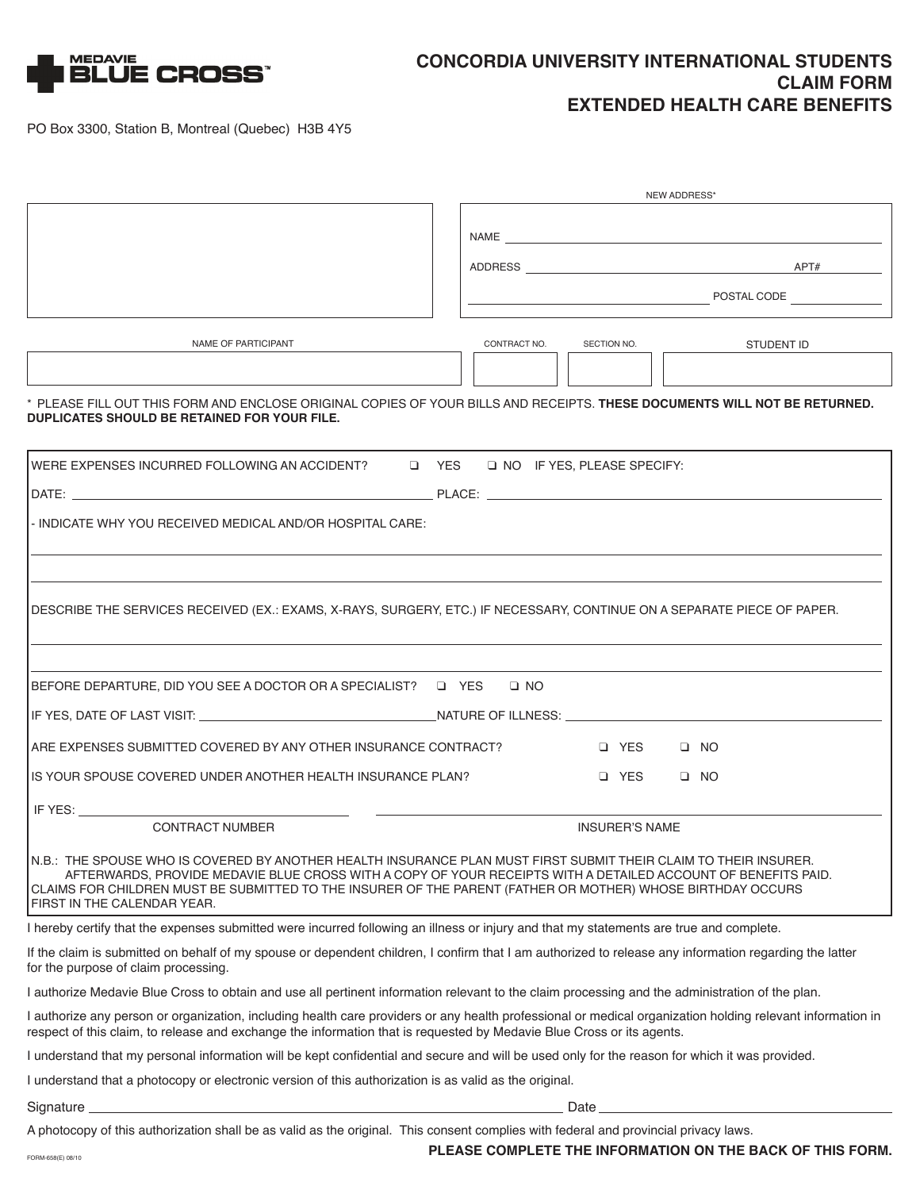MEDAVIE BLUE CROSS™

# CONCORDIA UNIVERSITY INTERNATIONAL STUDENTS CLAIM FORM EXTENDED HEALTH CARE BENEFITS

PO Box 3300, Station B, Montreal (Quebec) H3B 4Y5

NEW ADDRESS*

NAME ______________________________

ADDRESS ______________________________ APT# __________

______________________________ POSTAL CODE __________

| NAME OF PARTICIPANT | CONTRACT NO. | SECTION NO. | STUDENT ID |
|---|---|---|---|
| | | | |

\* PLEASE FILL OUT THIS FORM AND ENCLOSE ORIGINAL COPIES OF YOUR BILLS AND RECEIPTS. **THESE DOCUMENTS WILL NOT BE RETURNED. DUPLICATES SHOULD BE RETAINED FOR YOUR FILE.**

WERE EXPENSES INCURRED FOLLOWING AN ACCIDENT? ❑ YES ❑ NO IF YES, PLEASE SPECIFY:

DATE: ______________________________ PLACE: ______________________________

- INDICATE WHY YOU RECEIVED MEDICAL AND/OR HOSPITAL CARE:

______________________________

______________________________

DESCRIBE THE SERVICES RECEIVED (EX.: EXAMS, X-RAYS, SURGERY, ETC.) IF NECESSARY, CONTINUE ON A SEPARATE PIECE OF PAPER.

______________________________

______________________________

BEFORE DEPARTURE, DID YOU SEE A DOCTOR OR A SPECIALIST? ❑ YES ❑ NO

IF YES, DATE OF LAST VISIT: ______________________________ NATURE OF ILLNESS: ______________________________

ARE EXPENSES SUBMITTED COVERED BY ANY OTHER INSURANCE CONTRACT? ❑ YES ❑ NO

IS YOUR SPOUSE COVERED UNDER ANOTHER HEALTH INSURANCE PLAN? ❑ YES ❑ NO

IF YES: ______________________________ ______________________________

CONTRACT NUMBER INSURER'S NAME

N.B.: THE SPOUSE WHO IS COVERED BY ANOTHER HEALTH INSURANCE PLAN MUST FIRST SUBMIT THEIR CLAIM TO THEIR INSURER. AFTERWARDS, PROVIDE MEDAVIE BLUE CROSS WITH A COPY OF YOUR RECEIPTS WITH A DETAILED ACCOUNT OF BENEFITS PAID. CLAIMS FOR CHILDREN MUST BE SUBMITTED TO THE INSURER OF THE PARENT (FATHER OR MOTHER) WHOSE BIRTHDAY OCCURS FIRST IN THE CALENDAR YEAR.

I hereby certify that the expenses submitted were incurred following an illness or injury and that my statements are true and complete.

If the claim is submitted on behalf of my spouse or dependent children, I confirm that I am authorized to release any information regarding the latter for the purpose of claim processing.

I authorize Medavie Blue Cross to obtain and use all pertinent information relevant to the claim processing and the administration of the plan.

I authorize any person or organization, including health care providers or any health professional or medical organization holding relevant information in respect of this claim, to release and exchange the information that is requested by Medavie Blue Cross or its agents.

I understand that my personal information will be kept confidential and secure and will be used only for the reason for which it was provided.

I understand that a photocopy or electronic version of this authorization is as valid as the original.

Signature ______________________________ Date ______________________________

A photocopy of this authorization shall be as valid as the original. This consent complies with federal and provincial privacy laws.

FORM-658(E) 08/10

**PLEASE COMPLETE THE INFORMATION ON THE BACK OF THIS FORM.**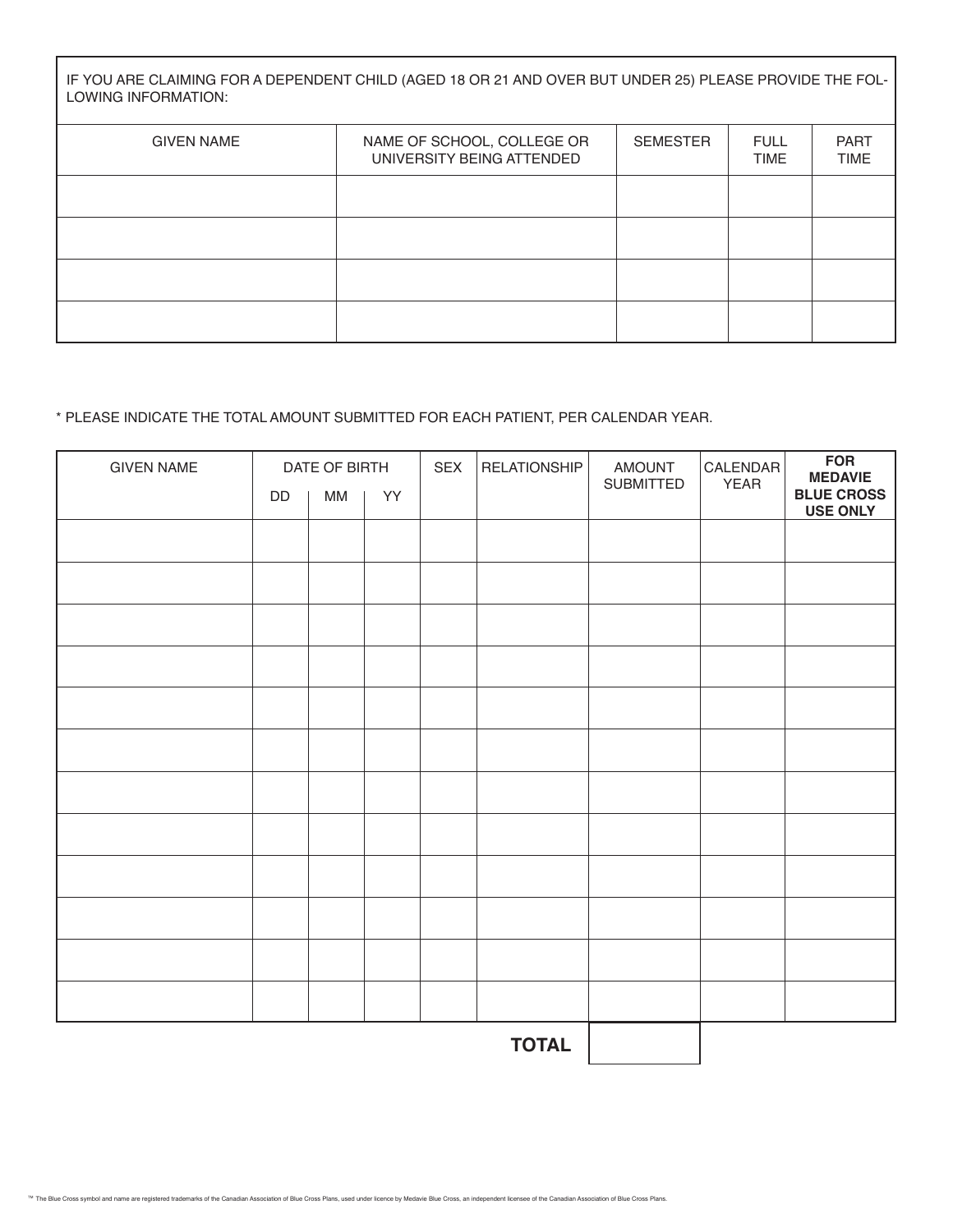| IF YOU ARE CLAIMING FOR A DEPENDENT CHILD (AGED 18 OR 21 AND OVER BUT UNDER 25) PLEASE PROVIDE THE FOLLOWING INFORMATION: | | | | |
|---|---|---|---|---|
| GIVEN NAME | NAME OF SCHOOL, COLLEGE OR UNIVERSITY BEING ATTENDED | SEMESTER | FULL TIME | PART TIME |
| | | | | |
| | | | | |
| | | | | |
| | | | | |

* PLEASE INDICATE THE TOTAL AMOUNT SUBMITTED FOR EACH PATIENT, PER CALENDAR YEAR.

| GIVEN NAME | DATE OF BIRTH | | | SEX | RELATIONSHIP | AMOUNT SUBMITTED | CALENDAR YEAR | **FOR MEDAVIE BLUE CROSS USE ONLY** |
|---|---|---|---|---|---|---|---|---|
| | DD | MM | YY | | | | | |
| | | | | | | | | |
| | | | | | | | | |
| | | | | | | | | |
| | | | | | | | | |
| | | | | | | | | |
| | | | | | | | | |
| | | | | | | | | |
| | | | | | | | | |
| | | | | | | | | |
| | | | | | | | | |
| | | | | | | | | |
| | | | | | | | | |
| | | | | | **TOTAL** | | | |

™ The Blue Cross symbol and name are registered trademarks of the Canadian Association of Blue Cross Plans, used under licence by Medavie Blue Cross, an independent licensee of the Canadian Association of Blue Cross Plans.